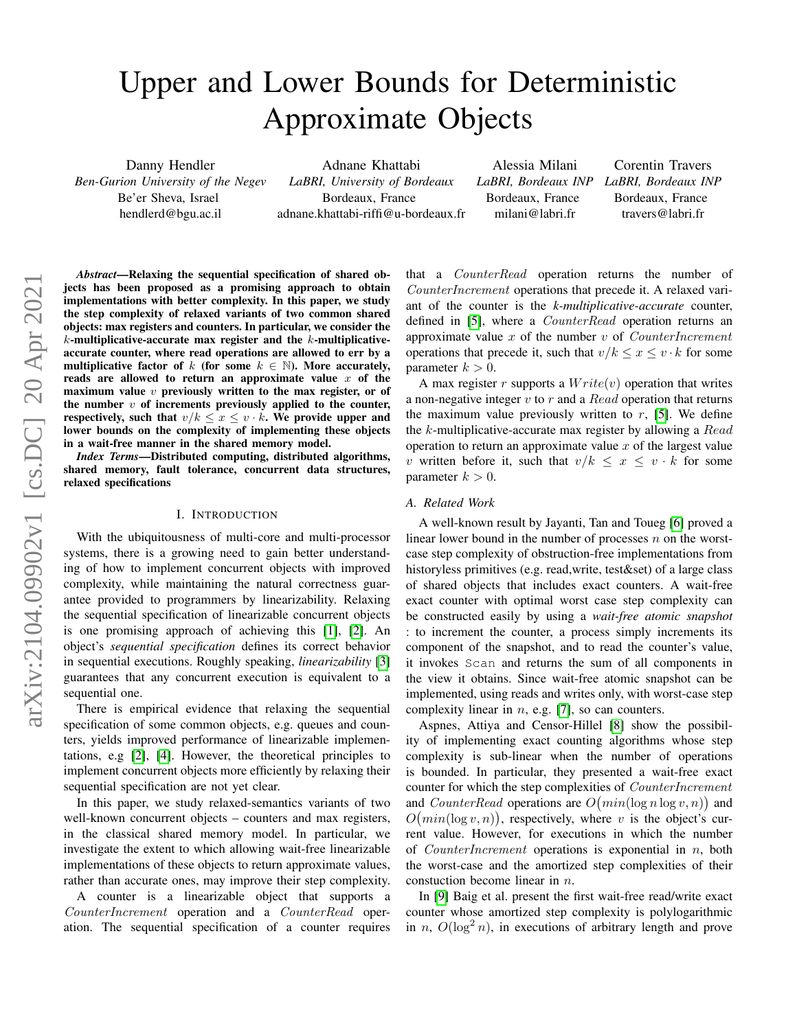# Upper and Lower Bounds for Deterministic Approximate Objects

Danny Hendler
*Ben-Gurion University of the Negev*
Be'er Sheva, Israel
hendlerd@bgu.ac.il

Adnane Khattabi
*LaBRI, University of Bordeaux*
Bordeaux, France
adnane.khattabi-riffi@u-bordeaux.fr

Alessia Milani
*LaBRI, Bordeaux INP*
Bordeaux, France
milani@labri.fr

Corentin Travers
*LaBRI, Bordeaux INP*
Bordeaux, France
travers@labri.fr

***Abstract*—Relaxing the sequential specification of shared objects has been proposed as a promising approach to obtain implementations with better complexity. In this paper, we study the step complexity of relaxed variants of two common shared objects: max registers and counters. In particular, we consider the $k$-multiplicative-accurate max register and the $k$-multiplicative-accurate counter, where read operations are allowed to err by a multiplicative factor of $k$ (for some $k \in \mathbb{N}$). More accurately, reads are allowed to return an approximate value $x$ of the maximum value $v$ previously written to the max register, or of the number $v$ of increments previously applied to the counter, respectively, such that $v/k \leq x \leq v \cdot k$. We provide upper and lower bounds on the complexity of implementing these objects in a wait-free manner in the shared memory model.**

***Index Terms*—Distributed computing, distributed algorithms, shared memory, fault tolerance, concurrent data structures, relaxed specifications**

## I. Introduction

With the ubiquitousness of multi-core and multi-processor systems, there is a growing need to gain better understanding of how to implement concurrent objects with improved complexity, while maintaining the natural correctness guarantee provided to programmers by linearizability. Relaxing the sequential specification of linearizable concurrent objects is one promising approach of achieving this [1], [2]. An object's *sequential specification* defines its correct behavior in sequential executions. Roughly speaking, *linearizability* [3] guarantees that any concurrent execution is equivalent to a sequential one.

There is empirical evidence that relaxing the sequential specification of some common objects, e.g. queues and counters, yields improved performance of linearizable implementations, e.g [2], [4]. However, the theoretical principles to implement concurrent objects more efficiently by relaxing their sequential specification are not yet clear.

In this paper, we study relaxed-semantics variants of two well-known concurrent objects – counters and max registers, in the classical shared memory model. In particular, we investigate the extent to which allowing wait-free linearizable implementations of these objects to return approximate values, rather than accurate ones, may improve their step complexity.

A counter is a linearizable object that supports a $CounterIncrement$ operation and a $CounterRead$ operation. The sequential specification of a counter requires that a $CounterRead$ operation returns the number of $CounterIncrement$ operations that precede it. A relaxed variant of the counter is the *k-multiplicative-accurate* counter, defined in [5], where a $CounterRead$ operation returns an approximate value $x$ of the number $v$ of $CounterIncrement$ operations that precede it, such that $v/k \leq x \leq v \cdot k$ for some parameter $k > 0$.

A max register $r$ supports a $Write(v)$ operation that writes a non-negative integer $v$ to $r$ and a $Read$ operation that returns the maximum value previously written to $r$, [5]. We define the $k$-multiplicative-accurate max register by allowing a $Read$ operation to return an approximate value $x$ of the largest value $v$ written before it, such that $v/k \leq x \leq v \cdot k$ for some parameter $k > 0$.

### A. Related Work

A well-known result by Jayanti, Tan and Toueg [6] proved a linear lower bound in the number of processes $n$ on the worst-case step complexity of obstruction-free implementations from historyless primitives (e.g. read,write, test&set) of a large class of shared objects that includes exact counters. A wait-free exact counter with optimal worst case step complexity can be constructed easily by using a *wait-free atomic snapshot* : to increment the counter, a process simply increments its component of the snapshot, and to read the counter's value, it invokes `Scan` and returns the sum of all components in the view it obtains. Since wait-free atomic snapshot can be implemented, using reads and writes only, with worst-case step complexity linear in $n$, e.g. [7], so can counters.

Aspnes, Attiya and Censor-Hillel [8] show the possibility of implementing exact counting algorithms whose step complexity is sub-linear when the number of operations is bounded. In particular, they presented a wait-free exact counter for which the step complexities of $CounterIncrement$ and $CounterRead$ operations are $O\big(min(\log n \log v, n)\big)$ and $O\big(min(\log v, n)\big)$, respectively, where $v$ is the object's current value. However, for executions in which the number of $CounterIncrement$ operations is exponential in $n$, both the worst-case and the amortized step complexities of their constuction become linear in $n$.

In [9] Baig et al. present the first wait-free read/write exact counter whose amortized step complexity is polylogarithmic in $n$, $O(\log^2 n)$, in executions of arbitrary length and prove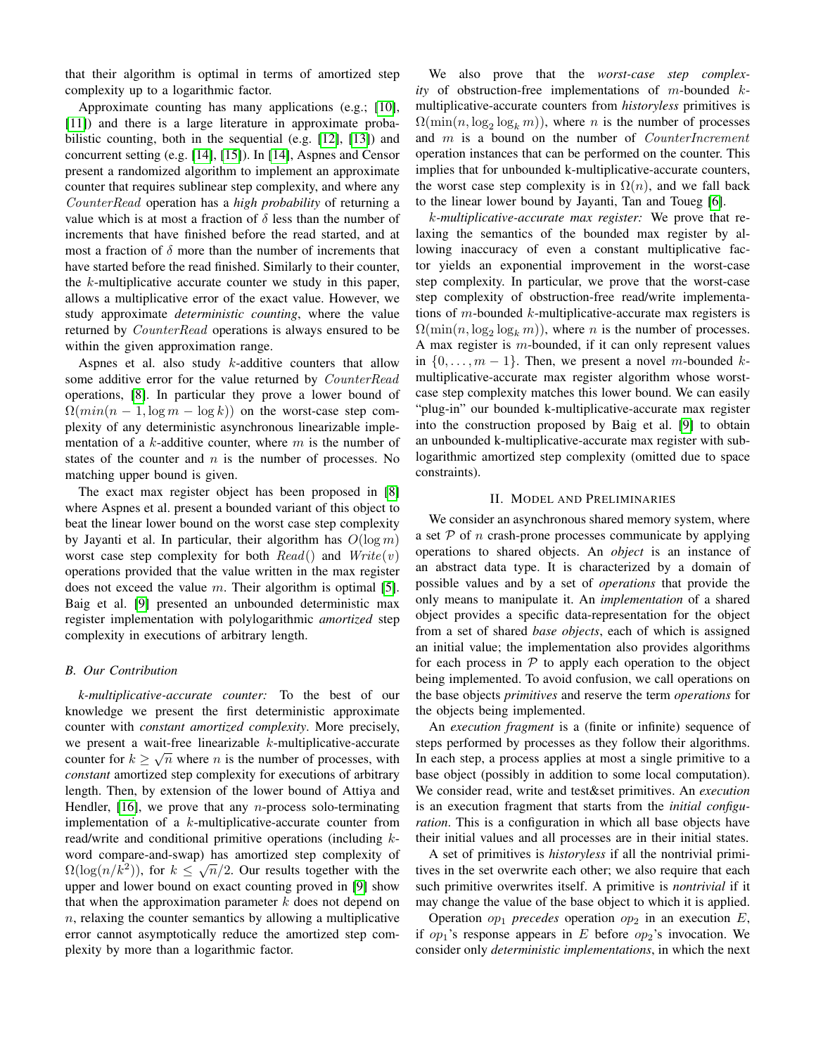that their algorithm is optimal in terms of amortized step complexity up to a logarithmic factor.

Approximate counting has many applications (e.g.; [10], [11]) and there is a large literature in approximate probabilistic counting, both in the sequential (e.g. [12], [13]) and concurrent setting (e.g. [14], [15]). In [14], Aspnes and Censor present a randomized algorithm to implement an approximate counter that requires sublinear step complexity, and where any *CounterRead* operation has a *high probability* of returning a value which is at most a fraction of $\delta$ less than the number of increments that have finished before the read started, and at most a fraction of $\delta$ more than the number of increments that have started before the read finished. Similarly to their counter, the $k$-multiplicative accurate counter we study in this paper, allows a multiplicative error of the exact value. However, we study approximate *deterministic counting*, where the value returned by *CounterRead* operations is always ensured to be within the given approximation range.

Aspnes et al. also study $k$-additive counters that allow some additive error for the value returned by *CounterRead* operations, [8]. In particular they prove a lower bound of $\Omega(min(n-1, \log m - \log k))$ on the worst-case step complexity of any deterministic asynchronous linearizable implementation of a $k$-additive counter, where $m$ is the number of states of the counter and $n$ is the number of processes. No matching upper bound is given.

The exact max register object has been proposed in [8] where Aspnes et al. present a bounded variant of this object to beat the linear lower bound on the worst case step complexity by Jayanti et al. In particular, their algorithm has $O(\log m)$ worst case step complexity for both $Read()$ and $Write(v)$ operations provided that the value written in the max register does not exceed the value $m$. Their algorithm is optimal [5]. Baig et al. [9] presented an unbounded deterministic max register implementation with polylogarithmic *amortized* step complexity in executions of arbitrary length.

### B. Our Contribution

*k-multiplicative-accurate counter:* To the best of our knowledge we present the first deterministic approximate counter with *constant amortized complexity*. More precisely, we present a wait-free linearizable $k$-multiplicative-accurate counter for $k \geq \sqrt{n}$ where $n$ is the number of processes, with *constant* amortized step complexity for executions of arbitrary length. Then, by extension of the lower bound of Attiya and Hendler, [16], we prove that any $n$-process solo-terminating implementation of a $k$-multiplicative-accurate counter from read/write and conditional primitive operations (including $k$-word compare-and-swap) has amortized step complexity of $\Omega(\log(n/k^2))$, for $k \leq \sqrt{n}/2$. Our results together with the upper and lower bound on exact counting proved in [9] show that when the approximation parameter $k$ does not depend on $n$, relaxing the counter semantics by allowing a multiplicative error cannot asymptotically reduce the amortized step complexity by more than a logarithmic factor.

We also prove that the *worst-case step complexity* of obstruction-free implementations of $m$-bounded $k$-multiplicative-accurate counters from *historyless* primitives is $\Omega(\min(n, \log_2 \log_k m))$, where $n$ is the number of processes and $m$ is a bound on the number of *CounterIncrement* operation instances that can be performed on the counter. This implies that for unbounded k-multiplicative-accurate counters, the worst case step complexity is in $\Omega(n)$, and we fall back to the linear lower bound by Jayanti, Tan and Toueg [6].

*k-multiplicative-accurate max register:* We prove that relaxing the semantics of the bounded max register by allowing inaccuracy of even a constant multiplicative factor yields an exponential improvement in the worst-case step complexity. In particular, we prove that the worst-case step complexity of obstruction-free read/write implementations of $m$-bounded $k$-multiplicative-accurate max registers is $\Omega(\min(n, \log_2 \log_k m))$, where $n$ is the number of processes. A max register is $m$-bounded, if it can only represent values in $\{0, \ldots, m-1\}$. Then, we present a novel $m$-bounded $k$-multiplicative-accurate max register algorithm whose worst-case step complexity matches this lower bound. We can easily "plug-in" our bounded k-multiplicative-accurate max register into the construction proposed by Baig et al. [9] to obtain an unbounded k-multiplicative-accurate max register with sub-logarithmic amortized step complexity (omitted due to space constraints).

## II. Model and Preliminaries

We consider an asynchronous shared memory system, where a set $\mathcal{P}$ of $n$ crash-prone processes communicate by applying operations to shared objects. An *object* is an instance of an abstract data type. It is characterized by a domain of possible values and by a set of *operations* that provide the only means to manipulate it. An *implementation* of a shared object provides a specific data-representation for the object from a set of shared *base objects*, each of which is assigned an initial value; the implementation also provides algorithms for each process in $\mathcal{P}$ to apply each operation to the object being implemented. To avoid confusion, we call operations on the base objects *primitives* and reserve the term *operations* for the objects being implemented.

An *execution fragment* is a (finite or infinite) sequence of steps performed by processes as they follow their algorithms. In each step, a process applies at most a single primitive to a base object (possibly in addition to some local computation). We consider read, write and test&set primitives. An *execution* is an execution fragment that starts from the *initial configuration*. This is a configuration in which all base objects have their initial values and all processes are in their initial states.

A set of primitives is *historyless* if all the nontrivial primitives in the set overwrite each other; we also require that each such primitive overwrites itself. A primitive is *nontrivial* if it may change the value of the base object to which it is applied.

Operation $op_1$ *precedes* operation $op_2$ in an execution $E$, if $op_1$'s response appears in $E$ before $op_2$'s invocation. We consider only *deterministic implementations*, in which the next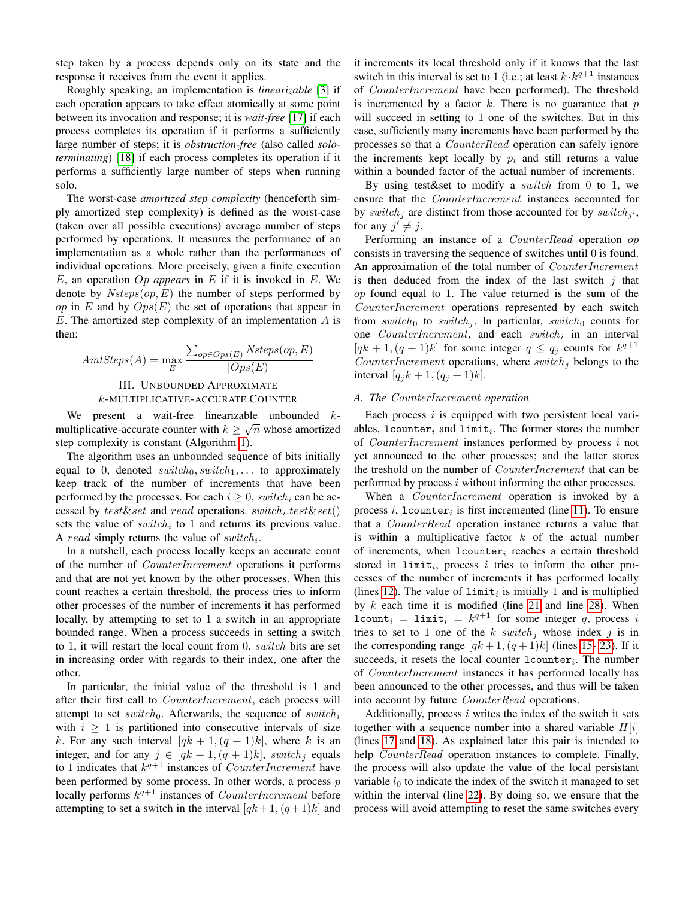step taken by a process depends only on its state and the response it receives from the event it applies.

Roughly speaking, an implementation is *linearizable* [3] if each operation appears to take effect atomically at some point between its invocation and response; it is *wait-free* [17] if each process completes its operation if it performs a sufficiently large number of steps; it is *obstruction-free* (also called *solo-terminating*) [18] if each process completes its operation if it performs a sufficiently large number of steps when running solo.

The worst-case *amortized step complexity* (henceforth simply amortized step complexity) is defined as the worst-case (taken over all possible executions) average number of steps performed by operations. It measures the performance of an implementation as a whole rather than the performances of individual operations. More precisely, given a finite execution $E$, an operation $Op$ *appears* in $E$ if it is invoked in $E$. We denote by $Nsteps(op, E)$ the number of steps performed by $op$ in $E$ and by $Ops(E)$ the set of operations that appear in $E$. The amortized step complexity of an implementation $A$ is then:

$$AmtSteps(A) = \max_{E} \frac{\sum_{op \in Ops(E)} Nsteps(op, E)}{|Ops(E)|}$$

## III. Unbounded Approximate $k$-multiplicative-accurate Counter

We present a wait-free linearizable unbounded $k$-multiplicative-accurate counter with $k \geq \sqrt{n}$ whose amortized step complexity is constant (Algorithm 1).

The algorithm uses an unbounded sequence of bits initially equal to 0, denoted $switch_0, switch_1, \ldots$ to approximately keep track of the number of increments that have been performed by the processes. For each $i \geq 0$, $switch_i$ can be accessed by $test\&set$ and $read$ operations. $switch_i.test\&set()$ sets the value of $switch_i$ to 1 and returns its previous value. A $read$ simply returns the value of $switch_i$.

In a nutshell, each process locally keeps an accurate count of the number of $CounterIncrement$ operations it performs and that are not yet known by the other processes. When this count reaches a certain threshold, the process tries to inform other processes of the number of increments it has performed locally, by attempting to set to 1 a switch in an appropriate bounded range. When a process succeeds in setting a switch to 1, it will restart the local count from 0. $switch$ bits are set in increasing order with regards to their index, one after the other.

In particular, the initial value of the threshold is 1 and after their first call to $CounterIncrement$, each process will attempt to set $switch_0$. Afterwards, the sequence of $switch_i$ with $i \geq 1$ is partitioned into consecutive intervals of size $k$. For any such interval $[qk+1, (q+1)k]$, where $k$ is an integer, and for any $j \in [qk+1, (q+1)k]$, $switch_j$ equals to 1 indicates that $k^{q+1}$ instances of $CounterIncrement$ have been performed by some process. In other words, a process $p$ locally performs $k^{q+1}$ instances of $CounterIncrement$ before attempting to set a switch in the interval $[qk+1, (q+1)k]$ and it increments its local threshold only if it knows that the last switch in this interval is set to 1 (i.e.; at least $k \cdot k^{q+1}$ instances of $CounterIncrement$ have been performed). The threshold is incremented by a factor $k$. There is no guarantee that $p$ will succeed in setting to 1 one of the switches. But in this case, sufficiently many increments have been performed by the processes so that a $CounterRead$ operation can safely ignore the increments kept locally by $p_i$ and still returns a value within a bounded factor of the actual number of increments.

By using test&set to modify a $switch$ from 0 to 1, we ensure that the $CounterIncrement$ instances accounted for by $switch_j$ are distinct from those accounted for by $switch_{j'}$, for any $j' \neq j$.

Performing an instance of a $CounterRead$ operation $op$ consists in traversing the sequence of switches until 0 is found. An approximation of the total number of $CounterIncrement$ is then deduced from the index of the last switch $j$ that $op$ found equal to 1. The value returned is the sum of the $CounterIncrement$ operations represented by each switch from $switch_0$ to $switch_j$. In particular, $switch_0$ counts for one $CounterIncrement$, and each $switch_i$ in an interval $[qk+1, (q+1)k]$ for some integer $q \leq q_j$ counts for $k^{q+1}$ $CounterIncrement$ operations, where $switch_j$ belongs to the interval $[q_j k+1, (q_j+1)k]$.

### A. The $CounterIncrement$ operation

Each process $i$ is equipped with two persistent local variables, $\texttt{lcounter}_i$ and $\texttt{limit}_i$. The former stores the number of $CounterIncrement$ instances performed by process $i$ not yet announced to the other processes; and the latter stores the treshold on the number of $CounterIncrement$ that can be performed by process $i$ without informing the other processes.

When a $CounterIncrement$ operation is invoked by a process $i$, $\texttt{lcounter}_i$ is first incremented (line 11). To ensure that a $CounterRead$ operation instance returns a value that is within a multiplicative factor $k$ of the actual number of increments, when $\texttt{lcounter}_i$ reaches a certain threshold stored in $\texttt{limit}_i$, process $i$ tries to inform the other processes of the number of increments it has performed locally (lines 12). The value of $\texttt{limit}_i$ is initially 1 and is multiplied by $k$ each time it is modified (line 21 and line 28). When $\texttt{lcount}_i = \texttt{limit}_i = k^{q+1}$ for some integer $q$, process $i$ tries to set to 1 one of the $k$ $switch_j$ whose index $j$ is in the corresponding range $[qk+1, (q+1)k]$ (lines 15- 23). If it succeeds, it resets the local counter $\texttt{lcounter}_i$. The number of $CounterIncrement$ instances it has performed locally has been announced to the other processes, and thus will be taken into account by future $CounterRead$ operations.

Additionally, process $i$ writes the index of the switch it sets together with a sequence number into a shared variable $H[i]$ (lines 17 and 18). As explained later this pair is intended to help $CounterRead$ operation instances to complete. Finally, the process will also update the value of the local persistant variable $l_0$ to indicate the index of the switch it managed to set within the interval (line 22). By doing so, we ensure that the process will avoid attempting to reset the same switches every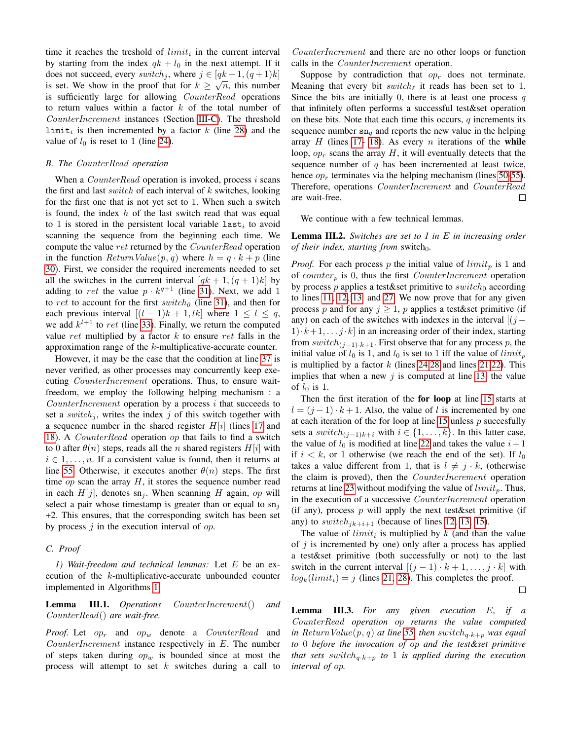time it reaches the treshold of $limit_i$ in the current interval by starting from the index $qk + l_0$ in the next attempt. If it does not succeed, every $switch_j$, where $j \in [qk+1, (q+1)k]$ is set. We show in the proof that for $k \geq \sqrt{n}$, this number is sufficiently large for allowing *CounterRead* operations to return values within a factor $k$ of the total number of *CounterIncrement* instances (Section III-C). The threshold $\texttt{limit}_i$ is then incremented by a factor $k$ (line 28) and the value of $l_0$ is reset to 1 (line 24).

### B. The *CounterRead* operation

When a *CounterRead* operation is invoked, process $i$ scans the first and last *switch* of each interval of $k$ switches, looking for the first one that is not yet set to 1. When such a switch is found, the index $h$ of the last switch read that was equal to 1 is stored in the persistent local variable $\texttt{last}_i$ to avoid scanning the sequence from the beginning each time. We compute the value *ret* returned by the *CounterRead* operation in the function $ReturnValue(p, q)$ where $h = q \cdot k + p$ (line 30). First, we consider the required increments needed to set all the switches in the current interval $[qk+1, (q+1)k]$ by adding to *ret* the value $p \cdot k^{q+1}$ (line 31). Next, we add 1 to *ret* to account for the first $switch_0$ (line 31), and then for each previous interval $[(l-1)k+1, lk]$ where $1 \leq l \leq q$, we add $k^{l+1}$ to *ret* (line 33). Finally, we return the computed value *ret* multiplied by a factor $k$ to ensure *ret* falls in the approximation range of the $k$-multiplicative-accurate counter.

However, it may be the case that the condition at line 37 is never verified, as other processes may concurrently keep executing *CounterIncrement* operations. Thus, to ensure wait-freedom, we employ the following helping mechanism : a *CounterIncrement* operation by a process $i$ that succeeds to set a $switch_j$, writes the index $j$ of this switch together with a sequence number in the shared register $H[i]$ (lines 17 and 18). A *CounterRead* operation *op* that fails to find a switch to 0 after $\theta(n)$ steps, reads all the $n$ shared registers $H[i]$ with $i \in 1, \ldots, n$. If a consistent value is found, then it returns at line 55. Otherwise, it executes another $\theta(n)$ steps. The first time *op* scan the array $H$, it stores the sequence number read in each $H[j]$, denotes $\texttt{sn}_j$. When scanning $H$ again, *op* will select a pair whose timestamp is greater than or equal to $\texttt{sn}_j$ +2. This ensures, that the corresponding switch has been set by process $j$ in the execution interval of *op*.

### C. Proof

*1) Wait-freedom and technical lemmas:* Let $E$ be an execution of the $k$-multiplicative-accurate unbounded counter implemented in Algorithms 1.

**Lemma III.1.** *Operations CounterIncrement() and CounterRead() are wait-free.*

*Proof.* Let $op_r$ and $op_w$ denote a *CounterRead* and *CounterIncrement* instance respectively in $E$. The number of steps taken during $op_w$ is bounded since at most the process will attempt to set $k$ switches during a call to *CounterIncrement* and there are no other loops or function calls in the *CounterIncrement* operation.

Suppose by contradiction that $op_r$ does not terminate. Meaning that every bit $switch_\ell$ it reads has been set to 1. Since the bits are initially 0, there is at least one process $q$ that infinitely often performs a successful test&set operation on these bits. Note that each time this occurs, $q$ increments its sequence number $\texttt{sn}_q$ and reports the new value in the helping array $H$ (lines 17- 18). As every $n$ iterations of the **while** loop, $op_r$ scans the array $H$, it will eventually detects that the sequence number of $q$ has been incremented at least twice, hence $op_r$ terminates via the helping mechanism (lines 50-55). Therefore, operations *CounterIncrement* and *CounterRead* are wait-free. ☐

We continue with a few technical lemmas.

**Lemma III.2.** *Switches are set to 1 in $E$ in increasing order of their index, starting from* $\text{switch}_0$.

*Proof.* For each process $p$ the initial value of $limit_p$ is 1 and of $counter_p$ is 0, thus the first *CounterIncrement* operation by process $p$ applies a test&set primitive to $switch_0$ according to lines 11, 12, 13, and 27. We now prove that for any given process $p$ and for any $j \geq 1$, $p$ applies a test&set primitive (if any) on each of the switches with indexes in the interval $[(j-1) \cdot k+1, \ldots j \cdot k]$ in an increasing order of their index, starting from $switch_{(j-1)\cdot k+1}$. First observe that for any process $p$, the initial value of $l_0$ is 1, and $l_0$ is set to 1 iff the value of $limit_p$ is multiplied by a factor $k$ (lines 24,28 and lines 21,22). This implies that when a new $j$ is computed at line 13, the value of $l_0$ is 1.

Then the first iteration of the **for loop** at line 15 starts at $l = (j-1) \cdot k + 1$. Also, the value of $l$ is incremented by one at each iteration of the for loop at line 15 unless $p$ succesfully sets a $switch_{(j-1)k+i}$ with $i \in \{1, \ldots, k\}$. In this latter case, the value of $l_0$ is modified at line 22 and takes the value $i+1$ if $i < k$, or 1 otherwise (we reach the end of the set). If $l_0$ takes a value different from 1, that is $l \neq j \cdot k$, (otherwise the claim is proved), then the *CounterIncrement* operation returns at line 23 without modifying the value of $limit_p$. Thus, in the execution of a successive *CounterIncrement* operation (if any), process $p$ will apply the next test&set primitive (if any) to $switch_{jk+i+1}$ (because of lines 12, 13, 15).

The value of $limit_i$ is multiplied by $k$ (and than the value of $j$ is incremented by one) only after a process has applied a test&set primitive (both successfully or not) to the last switch in the current interval $[(j-1) \cdot k+1, \ldots, j \cdot k]$ with $log_k(limit_i) = j$ (lines 21, 28). This completes the proof. ☐

**Lemma III.3.** *For any given execution $E$, if a CounterRead operation op returns the value computed in $ReturnValue(p, q)$ at line 55, then $switch_{q \cdot k+p}$ was equal to 0 before the invocation of op and the test&set primitive that sets $switch_{q \cdot k+p}$ to 1 is applied during the execution interval of op.*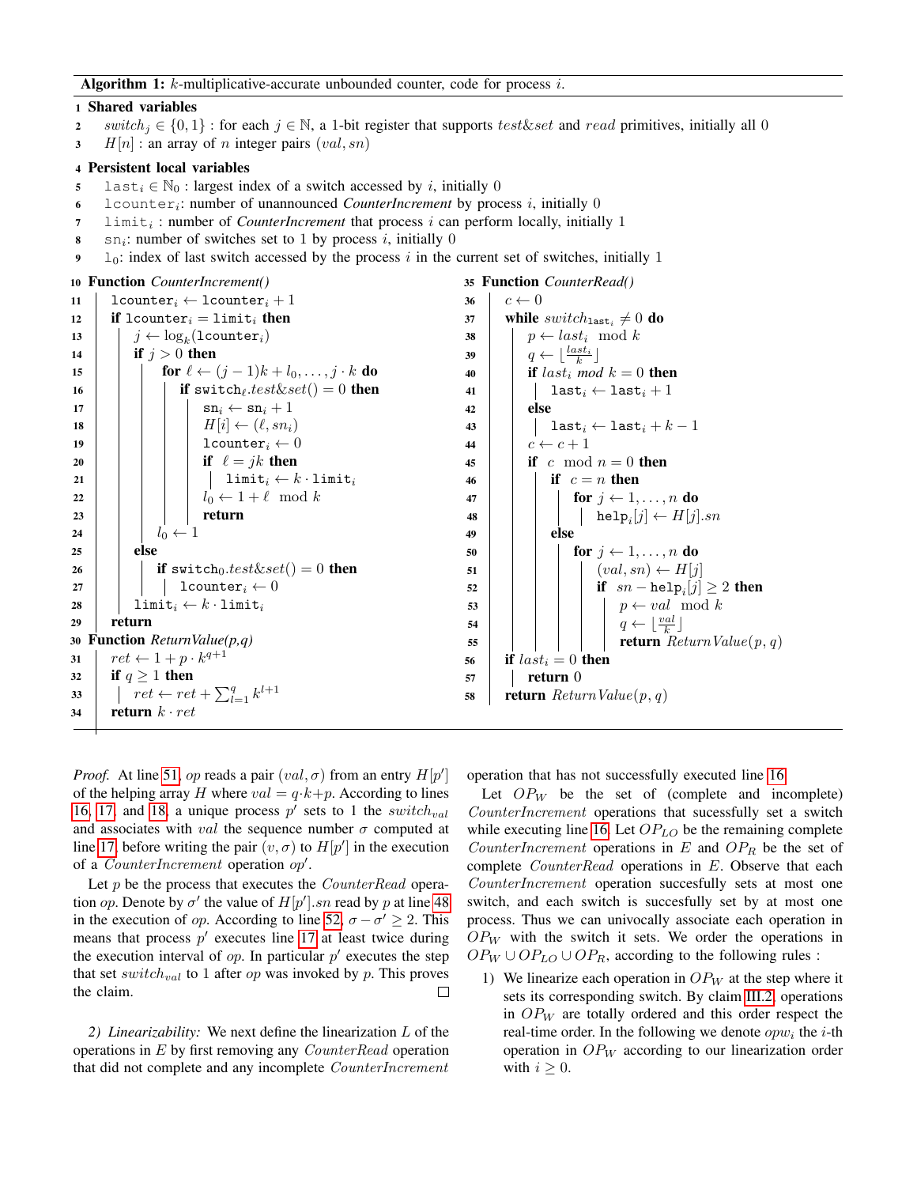**Algorithm 1:** $k$-multiplicative-accurate unbounded counter, code for process $i$.

```
1  Shared variables
2      switch_j ∈ {0,1} : for each j ∈ ℕ, a 1-bit register that supports test&set and read primitives, initially all 0
3      H[n] : an array of n integer pairs (val, sn)
4  Persistent local variables
5      last_i ∈ ℕ_0 : largest index of a switch accessed by i, initially 0
6      lcounter_i: number of unannounced CounterIncrement by process i, initially 0
7      limit_i : number of CounterIncrement that process i can perform locally, initially 1
8      sn_i: number of switches set to 1 by process i, initially 0
9      l_0: index of last switch accessed by the process i in the current set of switches, initially 1
10 Function CounterIncrement()
11     lcounter_i ← lcounter_i + 1
12     if lcounter_i = limit_i then
13         j ← log_k(lcounter_i)
14         if j > 0 then
15             for ℓ ← (j−1)k + l_0, ..., j·k do
16                 if switch_ℓ.test&set() = 0 then
17                     sn_i ← sn_i + 1
18                     H[i] ← (ℓ, sn_i)
19                     lcounter_i ← 0
20                     if ℓ = jk then
21                         limit_i ← k · limit_i
22                     l_0 ← 1 + ℓ mod k
23                     return
24             l_0 ← 1
25         else
26             if switch_0.test&set() = 0 then
27                 lcounter_i ← 0
28         limit_i ← k · limit_i
29     return
30 Function ReturnValue(p,q)
31     ret ← 1 + p · k^(q+1)
32     if q ≥ 1 then
33         ret ← ret + Σ_{l=1}^{q} k^(l+1)
34     return k · ret
35 Function CounterRead()
36     c ← 0
37     while switch_{last_i} ≠ 0 do
38         p ← last_i mod k
39         q ← ⌊last_i / k⌋
40         if last_i mod k = 0 then
41             last_i ← last_i + 1
42         else
43             last_i ← last_i + k − 1
44         c ← c + 1
45         if c mod n = 0 then
46             if c = n then
47                 for j ← 1, ..., n do
48                     help_i[j] ← H[j].sn
49             else
50                 for j ← 1, ..., n do
51                     (val, sn) ← H[j]
52                     if sn − help_i[j] ≥ 2 then
53                         p ← val mod k
54                         q ← ⌊val / k⌋
55                         return ReturnValue(p, q)
56     if last_i = 0 then
57         return 0
58     return ReturnValue(p, q)
```

*Proof.* At line 51, $op$ reads a pair $(val, \sigma)$ from an entry $H[p']$ of the helping array $H$ where $val = q{\cdot}k{+}p$. According to lines 16, 17, and 18, a unique process $p'$ sets to 1 the $switch_{val}$ and associates with $val$ the sequence number $\sigma$ computed at line 17 before writing the pair $(v, \sigma)$ to $H[p']$ in the execution of a *CounterIncrement* operation $op'$.

Let $p$ be the process that executes the *CounterRead* operation $op$. Denote by $\sigma'$ the value of $H[p'].sn$ read by $p$ at line 48 in the execution of $op$. According to line 52, $\sigma - \sigma' \geq 2$. This means that process $p'$ executes line 17 at least twice during the execution interval of $op$. In particular $p'$ executes the step that set $switch_{val}$ to 1 after $op$ was invoked by $p$. This proves the claim. □

*2) Linearizability:* We next define the linearization $L$ of the operations in $E$ by first removing any *CounterRead* operation that did not complete and any incomplete *CounterIncrement* operation that has not successfully executed line 16.

Let $OP_W$ be the set of (complete and incomplete) *CounterIncrement* operations that sucessfully set a switch while executing line 16. Let $OP_{LO}$ be the remaining complete *CounterIncrement* operations in $E$ and $OP_R$ be the set of complete *CounterRead* operations in $E$. Observe that each *CounterIncrement* operation succesfully sets at most one switch, and each switch is succesfully set by at most one process. Thus we can univocally associate each operation in $OP_W$ with the switch it sets. We order the operations in $OP_W \cup OP_{LO} \cup OP_R$, according to the following rules :

1) We linearize each operation in $OP_W$ at the step where it sets its corresponding switch. By claim III.2, operations in $OP_W$ are totally ordered and this order respect the real-time order. In the following we denote $opw_i$ the $i$-th operation in $OP_W$ according to our linearization order with $i \geq 0$.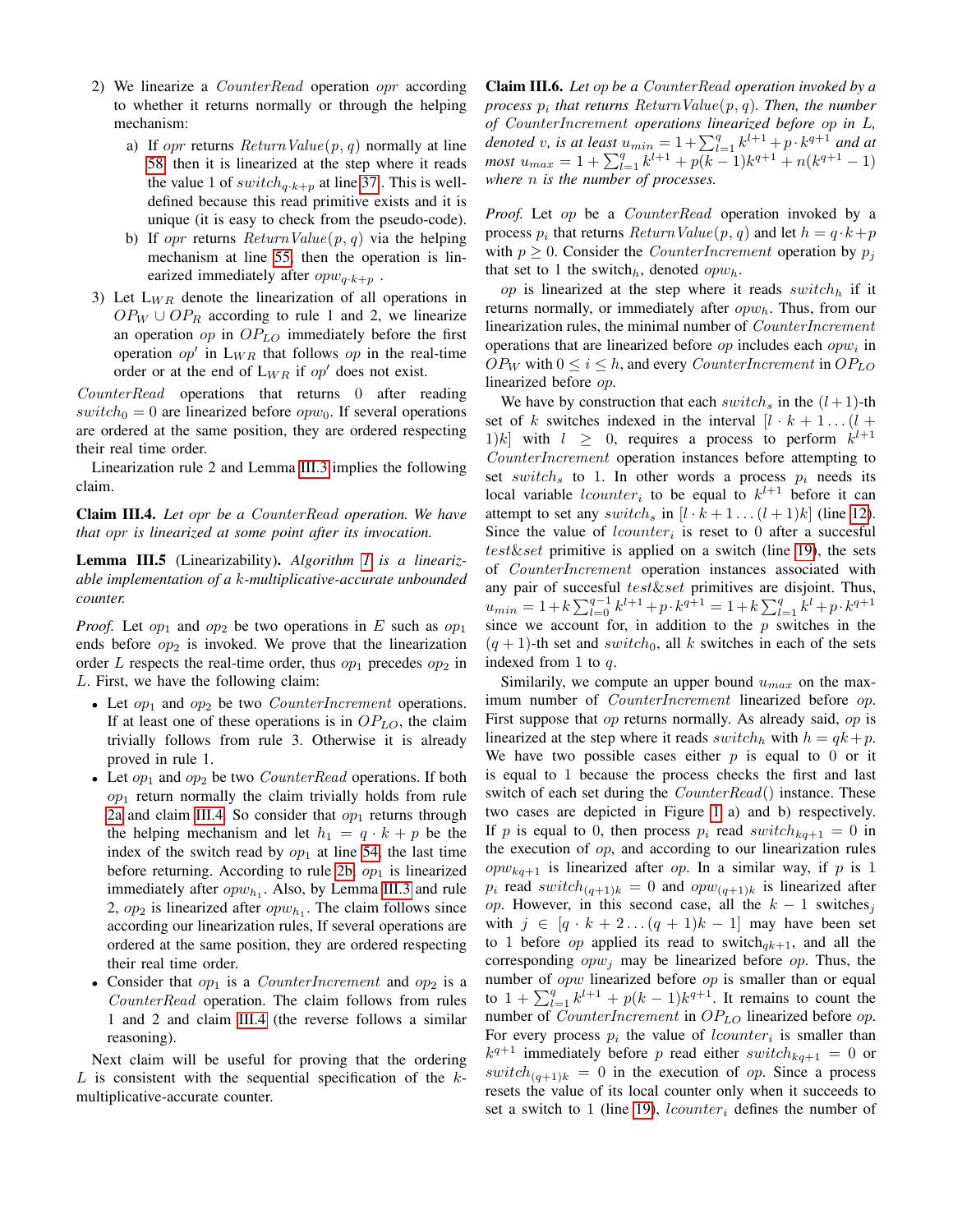2) We linearize a *CounterRead* operation *opr* according to whether it returns normally or through the helping mechanism:

   a) If *opr* returns $ReturnValue(p, q)$ normally at line 58, then it is linearized at the step where it reads the value 1 of $switch_{q \cdot k+p}$ at line 37. This is well-defined because this read primitive exists and it is unique (it is easy to check from the pseudo-code).

   b) If *opr* returns $ReturnValue(p, q)$ via the helping mechanism at line 55, then the operation is linearized immediately after $opw_{q \cdot k+p}$ .

3) Let $L_{WR}$ denote the linearization of all operations in $OP_W \cup OP_R$ according to rule 1 and 2, we linearize an operation $op$ in $OP_{LO}$ immediately before the first operation $op'$ in $L_{WR}$ that follows $op$ in the real-time order or at the end of $L_{WR}$ if $op'$ does not exist.

*CounterRead* operations that returns 0 after reading $switch_0 = 0$ are linearized before $opw_0$. If several operations are ordered at the same position, they are ordered respecting their real time order.

Linearization rule 2 and Lemma III.3 implies the following claim.

**Claim III.4.** *Let opr be a CounterRead operation. We have that opr is linearized at some point after its invocation.*

**Lemma III.5** (Linearizability). *Algorithm 1 is a linearizable implementation of a k-multiplicative-accurate unbounded counter.*

*Proof.* Let $op_1$ and $op_2$ be two operations in $E$ such as $op_1$ ends before $op_2$ is invoked. We prove that the linearization order $L$ respects the real-time order, thus $op_1$ precedes $op_2$ in $L$. First, we have the following claim:

- Let $op_1$ and $op_2$ be two *CounterIncrement* operations. If at least one of these operations is in $OP_{LO}$, the claim trivially follows from rule 3. Otherwise it is already proved in rule 1.
- Let $op_1$ and $op_2$ be two *CounterRead* operations. If both $op_1$ return normally the claim trivially holds from rule 2a and claim III.4. So consider that $op_1$ returns through the helping mechanism and let $h_1 = q \cdot k + p$ be the index of the switch read by $op_1$ at line 54, the last time before returning. According to rule 2b, $op_1$ is linearized immediately after $opw_{h_1}$. Also, by Lemma III.3 and rule 2, $op_2$ is linearized after $opw_{h_1}$. The claim follows since according our linearization rules, If several operations are ordered at the same position, they are ordered respecting their real time order.
- Consider that $op_1$ is a *CounterIncrement* and $op_2$ is a *CounterRead* operation. The claim follows from rules 1 and 2 and claim III.4 (the reverse follows a similar reasoning).

Next claim will be useful for proving that the ordering $L$ is consistent with the sequential specification of the $k$-multiplicative-accurate counter.

**Claim III.6.** *Let op be a CounterRead operation invoked by a process $p_i$ that returns $ReturnValue(p, q)$. Then, the number of CounterIncrement operations linearized before op in L, denoted v, is at least $u_{min} = 1+\sum_{l=1}^{q} k^{l+1} + p \cdot k^{q+1}$ and at most $u_{max} = 1 + \sum_{l=1}^{q} k^{l+1} + p(k-1)k^{q+1} + n(k^{q+1}-1)$ where n is the number of processes.*

*Proof.* Let $op$ be a *CounterRead* operation invoked by a process $p_i$ that returns $ReturnValue(p, q)$ and let $h = q \cdot k + p$ with $p \geq 0$. Consider the *CounterIncrement* operation by $p_j$ that set to 1 the $switch_h$, denoted $opw_h$.

$op$ is linearized at the step where it reads $switch_h$ if it returns normally, or immediately after $opw_h$. Thus, from our linearization rules, the minimal number of *CounterIncrement* operations that are linearized before $op$ includes each $opw_i$ in $OP_W$ with $0 \leq i \leq h$, and every *CounterIncrement* in $OP_{LO}$ linearized before $op$.

We have by construction that each $switch_s$ in the $(l+1)$-th set of $k$ switches indexed in the interval $[l \cdot k + 1 \ldots (l + 1)k]$ with $l \geq 0$, requires a process to perform $k^{l+1}$ *CounterIncrement* operation instances before attempting to set $switch_s$ to 1. In other words a process $p_i$ needs its local variable $lcounter_i$ to be equal to $k^{l+1}$ before it can attempt to set any $switch_s$ in $[l \cdot k + 1 \ldots (l + 1)k]$ (line 12). Since the value of $lcounter_i$ is reset to 0 after a succesful *test&set* primitive is applied on a switch (line 19), the sets of *CounterIncrement* operation instances associated with any pair of succesful *test&set* primitives are disjoint. Thus, $u_{min} = 1+k\sum_{l=0}^{q-1} k^{l+1}+p \cdot k^{q+1} = 1+k\sum_{l=1}^{q} k^l+p \cdot k^{q+1}$ since we account for, in addition to the $p$ switches in the $(q + 1)$-th set and $switch_0$, all $k$ switches in each of the sets indexed from 1 to $q$.

Similarily, we compute an upper bound $u_{max}$ on the maximum number of *CounterIncrement* linearized before $op$. First suppose that $op$ returns normally. As already said, $op$ is linearized at the step where it reads $switch_h$ with $h = qk + p$. We have two possible cases either $p$ is equal to 0 or it is equal to 1 because the process checks the first and last switch of each set during the *CounterRead*() instance. These two cases are depicted in Figure 1 a) and b) respectively. If $p$ is equal to 0, then process $p_i$ read $switch_{kq+1} = 0$ in the execution of $op$, and according to our linearization rules $opw_{kq+1}$ is linearized after $op$. In a similar way, if $p$ is 1 $p_i$ read $switch_{(q+1)k} = 0$ and $opw_{(q+1)k}$ is linearized after $op$. However, in this second case, all the $k - 1$ $switches_j$ with $j \in [q \cdot k + 2 \ldots (q + 1)k - 1]$ may have been set to 1 before $op$ applied its read to $switch_{qk+1}$, and all the corresponding $opw_j$ may be linearized before $op$. Thus, the number of $opw$ linearized before $op$ is smaller than or equal to $1 + \sum_{l=1}^{q} k^{l+1} + p(k - 1)k^{q+1}$. It remains to count the number of *CounterIncrement* in $OP_{LO}$ linearized before $op$. For every process $p_i$ the value of $lcounter_i$ is smaller than $k^{q+1}$ immediately before $p$ read either $switch_{kq+1} = 0$ or $switch_{(q+1)k} = 0$ in the execution of $op$. Since a process resets the value of its local counter only when it succeeds to set a switch to 1 (line 19), $lcounter_i$ defines the number of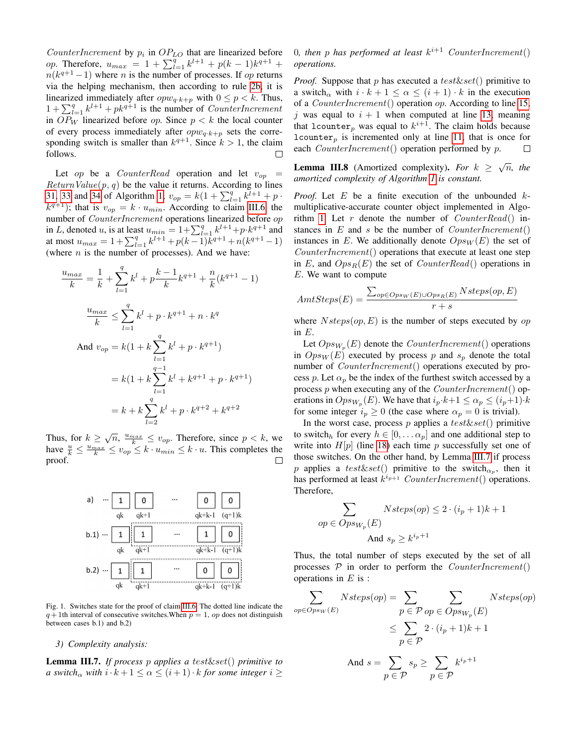$CounterIncrement$ by $p_i$ in $OP_{LO}$ that are linearized before $op$. Therefore, $u_{max} = 1 + \sum_{l=1}^{q} k^{l+1} + p(k-1)k^{q+1} + n(k^{q+1}-1)$ where $n$ is the number of processes. If $op$ returns via the helping mechanism, then according to rule 2b, it is linearized immediately after $opw_{q \cdot k+p}$ with $0 \leq p < k$. Thus, $1 + \sum_{l=1}^{q} k^{l+1} + pk^{q+1}$ is the number of $CounterIncrement$ in $OP_W$ linearized before $op$. Since $p < k$ the local counter of every process immediately after $opw_{q \cdot k+p}$ sets the corresponding switch is smaller than $k^{q+1}$. Since $k > 1$, the claim follows. □

Let $op$ be a $CounterRead$ operation and let $v_{op} = ReturnValue(p, q)$ be the value it returns. According to lines 31, 33 and 34 of Algorithm 1, $v_{op} = k(1 + \sum_{l=1}^{q} k^{l+1} + p \cdot k^{q+1})$; that is $v_{op} = k \cdot u_{min}$. According to claim III.6, the number of $CounterIncrement$ operations linearized before $op$ in $L$, denoted $u$, is at least $u_{min} = 1 + \sum_{l=1}^{q} k^{l+1} + p \cdot k^{q+1}$ and at most $u_{max} = 1 + \sum_{l=1}^{q} k^{l+1} + p(k-1)k^{q+1} + n(k^{q+1}-1)$ (where $n$ is the number of processes). And we have:

$$\frac{u_{max}}{k} = \frac{1}{k} + \sum_{l=1}^{q} k^{l} + p\frac{k-1}{k}k^{q+1} + \frac{n}{k}(k^{q+1}-1)$$

$$\frac{u_{max}}{k} \leq \sum_{l=1}^{q} k^{l} + p \cdot k^{q+1} + n \cdot k^{q}$$

$$\text{And } v_{op} = k(1 + k\sum_{l=1}^{q} k^{l} + p \cdot k^{q+1})$$

$$= k(1 + k\sum_{l=1}^{q-1} k^{l} + k^{q+1} + p \cdot k^{q+1})$$

$$= k + k\sum_{l=2}^{q} k^{l} + p \cdot k^{q+2} + k^{q+2}$$

Thus, for $k \geq \sqrt{n}$, $\frac{u_{max}}{k} \leq v_{op}$. Therefore, since $p < k$, we have $\frac{u}{k} \leq \frac{u_{max}}{k} \leq v_{op} \leq k \cdot u_{min} \leq k \cdot u$. This completes the proof. □

Fig. 1. Switches state for the proof of claim III.6. The dotted line indicate the $q+1$th interval of consecutive switches. When $p = 1$, $op$ does not distinguish between cases b.1) and b.2)

### 3) Complexity analysis:

**Lemma III.7.** *If process $p$ applies a $test\&set()$ primitive to a switch$_\alpha$ with $i \cdot k + 1 \leq \alpha \leq (i+1) \cdot k$ for some integer $i \geq 0$, then $p$ has performed at least $k^{i+1}$ $CounterIncrement()$ operations.*

*Proof.* Suppose that $p$ has executed a $test\&set()$ primitive to a switch$_\alpha$ with $i \cdot k + 1 \leq \alpha \leq (i+1) \cdot k$ in the execution of a $CounterIncrement()$ operation $op$. According to line 15, $j$ was equal to $i+1$ when computed at line 13, meaning that $\texttt{lcounter}_p$ was equal to $k^{i+1}$. The claim holds because $\texttt{lcounter}_p$ is incremented only at line 11, that is once for each $CounterIncrement()$ operation performed by $p$. □

**Lemma III.8** (Amortized complexity)**.** *For $k \geq \sqrt{n}$, the amortized complexity of Algorithm 1 is constant.*

*Proof.* Let $E$ be a finite execution of the unbounded $k$-multiplicative-accurate counter object implemented in Algorithm 1. Let $r$ denote the number of $CounterRead()$ instances in $E$ and $s$ be the number of $CounterIncrement()$ instances in $E$. We additionally denote $Ops_W(E)$ the set of $CounterIncrement()$ operations that execute at least one step in $E$, and $Ops_R(E)$ the set of $CounterRead()$ operations in $E$. We want to compute

$$AmtSteps(E) = \frac{\sum_{op \in Ops_W(E) \cup Ops_R(E)} Nsteps(op, E)}{r+s}$$

where $Nsteps(op, E)$ is the number of steps executed by $op$ in $E$.

Let $Ops_{W_p}(E)$ denote the $CounterIncrement()$ operations in $Ops_W(E)$ executed by process $p$ and $s_p$ denote the total number of $CounterIncrement()$ operations executed by process $p$. Let $\alpha_p$ be the index of the furthest switch accessed by a process $p$ when executing any of the $CounterIncrement()$ operations in $Ops_{W_p}(E)$. We have that $i_p \cdot k+1 \leq \alpha_p \leq (i_p+1) \cdot k$ for some integer $i_p \geq 0$ (the case where $\alpha_p = 0$ is trivial).

In the worst case, process $p$ applies a $test\&set()$ primitive to switch$_h$ for every $h \in [0, \ldots \alpha_p]$ and one additional step to write into $H[p]$ (line 18) each time $p$ successfully set one of those switches. On the other hand, by Lemma III.7 if process $p$ applies a $test\&set()$ primitive to the switch$_{\alpha_p}$, then it has performed at least $k^{i_p+1}$ $CounterIncrement()$ operations. Therefore,

$$\sum_{op \in Ops_{W_p}(E)} Nsteps(op) \leq 2 \cdot (i_p+1)k + 1$$

$$\text{And } s_p \geq k^{i_p+1}$$

Thus, the total number of steps executed by the set of all processes $\mathcal{P}$ in order to perform the $CounterIncrement()$ operations in $E$ is :

$$\sum_{op \in Ops_W(E)} Nsteps(op) = \sum_{p \in \mathcal{P}} \sum_{op \in Ops_{W_p}(E)} Nsteps(op)$$

$$\leq \sum_{p \in \mathcal{P}} 2 \cdot (i_p+1)k + 1$$

$$\text{And } s = \sum_{p \in \mathcal{P}} s_p \geq \sum_{p \in \mathcal{P}} k^{i_p+1}$$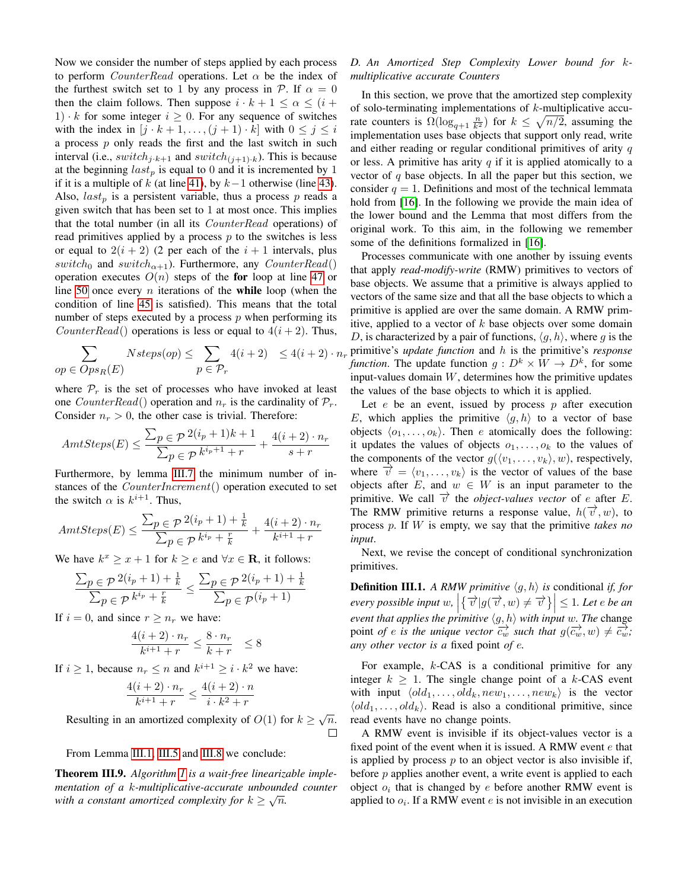Now we consider the number of steps applied by each process to perform *CounterRead* operations. Let $\alpha$ be the index of the furthest switch set to 1 by any process in $\mathcal{P}$. If $\alpha = 0$ then the claim follows. Then suppose $i \cdot k + 1 \leq \alpha \leq (i+1) \cdot k$ for some integer $i \geq 0$. For any sequence of switches with the index in $[j \cdot k + 1, \ldots, (j+1) \cdot k]$ with $0 \leq j \leq i$ a process $p$ only reads the first and the last switch in such interval (i.e., $switch_{j \cdot k+1}$ and $switch_{(j+1) \cdot k}$). This is because at the beginning $last_p$ is equal to 0 and it is incremented by 1 if it is a multiple of $k$ (at line 41), by $k-1$ otherwise (line 43). Also, $last_p$ is a persistent variable, thus a process $p$ reads a given switch that has been set to 1 at most once. This implies that the total number (in all its *CounterRead* operations) of read primitives applied by a process $p$ to the switches is less or equal to $2(i+2)$ (2 per each of the $i+1$ intervals, plus $switch_0$ and $switch_{\alpha+1}$). Furthermore, any *CounterRead*() operation executes $O(n)$ steps of the **for** loop at line 47 or line 50 once every $n$ iterations of the **while** loop (when the condition of line 45 is satisfied). This means that the total number of steps executed by a process $p$ when performing its *CounterRead*() operations is less or equal to $4(i+2)$. Thus,

$$\sum_{op \in Ops_R(E)} Nsteps(op) \leq \sum_{p \in \mathcal{P}_r} 4(i+2) \leq 4(i+2) \cdot n_r$$

where $\mathcal{P}_r$ is the set of processes who have invoked at least one *CounterRead*() operation and $n_r$ is the cardinality of $\mathcal{P}_r$. Consider $n_r > 0$, the other case is trivial. Therefore:

$$AmtSteps(E) \leq \frac{\sum_{p \in \mathcal{P}} 2(i_p+1)k + 1}{\sum_{p \in \mathcal{P}} k^{i_p+1} + r} + \frac{4(i+2) \cdot n_r}{s + r}$$

Furthermore, by lemma III.7 the minimum number of instances of the *CounterIncrement*() operation executed to set the switch $\alpha$ is $k^{i+1}$. Thus,

$$AmtSteps(E) \leq \frac{\sum_{p \in \mathcal{P}} 2(i_p+1) + \frac{1}{k}}{\sum_{p \in \mathcal{P}} k^{i_p} + \frac{r}{k}} + \frac{4(i+2) \cdot n_r}{k^{i+1} + r}$$

We have $k^x \geq x + 1$ for $k \geq e$ and $\forall x \in \mathbf{R}$, it follows:

$$\frac{\sum_{p \in \mathcal{P}} 2(i_p+1) + \frac{1}{k}}{\sum_{p \in \mathcal{P}} k^{i_p} + \frac{r}{k}} \leq \frac{\sum_{p \in \mathcal{P}} 2(i_p+1) + \frac{1}{k}}{\sum_{p \in \mathcal{P}} (i_p + 1)}$$

If $i = 0$, and since $r \geq n_r$ we have:

$$\frac{4(i+2) \cdot n_r}{k^{i+1} + r} \leq \frac{8 \cdot n_r}{k + r} \leq 8$$

If $i \geq 1$, because $n_r \leq n$ and $k^{i+1} \geq i \cdot k^2$ we have:

$$\frac{4(i+2) \cdot n_r}{k^{i+1} + r} \leq \frac{4(i+2) \cdot n}{i \cdot k^2 + r}$$

Resulting in an amortized complexity of $O(1)$ for $k \geq \sqrt{n}$. □

From Lemma III.1, III.5 and III.8 we conclude:

**Theorem III.9.** *Algorithm 1 is a wait-free linearizable implementation of a $k$-multiplicative-accurate unbounded counter with a constant amortized complexity for $k \geq \sqrt{n}$.*

### D. An Amortized Step Complexity Lower bound for $k$-multiplicative accurate Counters

In this section, we prove that the amortized step complexity of solo-terminating implementations of $k$-multiplicative accurate counters is $\Omega(\log_{q+1} \frac{n}{k^2})$ for $k \leq \sqrt{n/2}$, assuming the implementation uses base objects that support only read, write and either reading or regular conditional primitives of arity $q$ or less. A primitive has arity $q$ if it is applied atomically to a vector of $q$ base objects. In all the paper but this section, we consider $q = 1$. Definitions and most of the technical lemmata hold from [16]. In the following we provide the main idea of the lower bound and the Lemma that most differs from the original work. To this aim, in the following we remember some of the definitions formalized in [16].

Processes communicate with one another by issuing events that apply *read-modify-write* (RMW) primitives to vectors of base objects. We assume that a primitive is always applied to vectors of the same size and that all the base objects to which a primitive is applied are over the same domain. A RMW primitive, applied to a vector of $k$ base objects over some domain $D$, is characterized by a pair of functions, $\langle g, h \rangle$, where $g$ is the primitive's *update function* and $h$ is the primitive's *response function*. The update function $g : D^k \times W \rightarrow D^k$, for some input-values domain $W$, determines how the primitive updates the values of the base objects to which it is applied.

Let $e$ be an event, issued by process $p$ after execution $E$, which applies the primitive $\langle g, h \rangle$ to a vector of base objects $\langle o_1, \ldots, o_k \rangle$. Then $e$ atomically does the following: it updates the values of objects $o_1, \ldots, o_k$ to the values of the components of the vector $g(\langle v_1, \ldots, v_k \rangle, w)$, respectively, where $\overrightarrow{v} = \langle v_1, \ldots, v_k \rangle$ is the vector of values of the base objects after $E$, and $w \in W$ is an input parameter to the primitive. We call $\overrightarrow{v}$ the *object-values vector* of $e$ after $E$. The RMW primitive returns a response value, $h(\overrightarrow{v}, w)$, to process $p$. If $W$ is empty, we say that the primitive *takes no input*.

Next, we revise the concept of conditional synchronization primitives.

**Definition III.1.** *A RMW primitive $\langle g, h \rangle$ is* conditional *if, for every possible input $w$, $\left| \left\{ \overrightarrow{v} | g(\overrightarrow{v}, w) \neq \overrightarrow{v} \right\} \right| \leq 1$. Let $e$ be an event that applies the primitive $\langle g, h \rangle$ with input $w$. The* change point *of $e$ is the unique vector $\overrightarrow{c_w}$ such that $g(\overrightarrow{c_w}, w) \neq \overrightarrow{c_w}$; any other vector is a* fixed point *of $e$.*

For example, $k$-CAS is a conditional primitive for any integer $k \geq 1$. The single change point of a $k$-CAS event with input $\langle old_1, \ldots, old_k, new_1, \ldots, new_k \rangle$ is the vector $\langle old_1, \ldots, old_k \rangle$. Read is also a conditional primitive, since read events have no change points.

A RMW event is invisible if its object-values vector is a fixed point of the event when it is issued. A RMW event $e$ that is applied by process $p$ to an object vector is also invisible if, before $p$ applies another event, a write event is applied to each object $o_i$ that is changed by $e$ before another RMW event is applied to $o_i$. If a RMW event $e$ is not invisible in an execution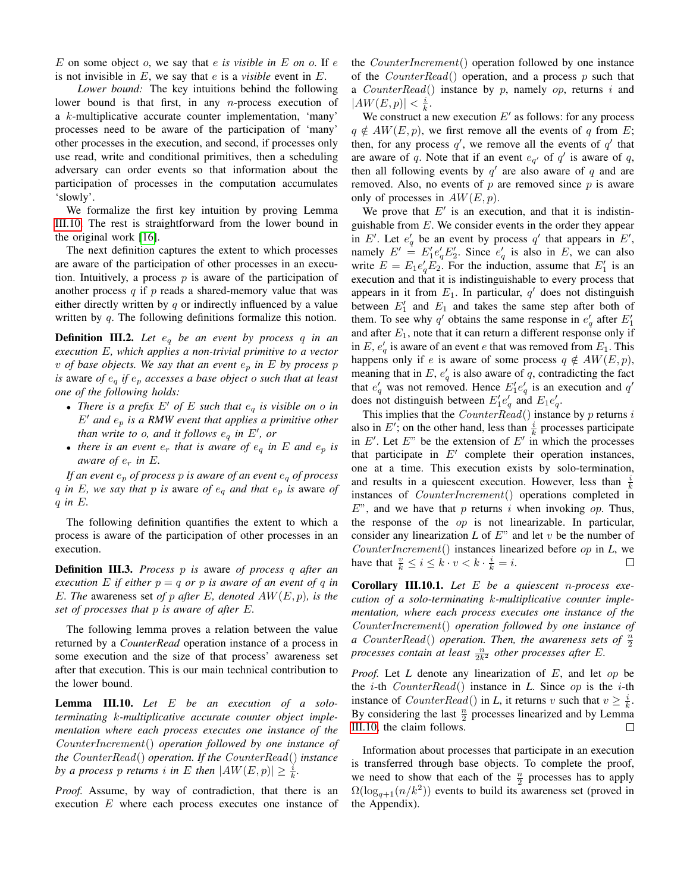$E$ on some object $o$, we say that $e$ *is visible in* $E$ *on* $o$. If $e$ is not invisible in $E$, we say that $e$ is a *visible* event in $E$.

*Lower bound:* The key intuitions behind the following lower bound is that first, in any $n$-process execution of a $k$-multiplicative accurate counter implementation, 'many' processes need to be aware of the participation of 'many' other processes in the execution, and second, if processes only use read, write and conditional primitives, then a scheduling adversary can order events so that information about the participation of processes in the computation accumulates 'slowly'.

We formalize the first key intuition by proving Lemma III.10. The rest is straightforward from the lower bound in the original work [16].

The next definition captures the extent to which processes are aware of the participation of other processes in an execution. Intuitively, a process $p$ is aware of the participation of another process $q$ if $p$ reads a shared-memory value that was either directly written by $q$ or indirectly influenced by a value written by $q$. The following definitions formalize this notion.

**Definition III.2.** *Let $e_q$ be an event by process $q$ in an execution $E$, which applies a non-trivial primitive to a vector $v$ of base objects. We say that an event $e_p$ in $E$ by process $p$ is* aware *of $e_q$ if $e_p$ accesses a base object $o$ such that at least one of the following holds:*

- *There is a prefix $E'$ of $E$ such that $e_q$ is visible on $o$ in $E'$ and $e_p$ is a RMW event that applies a primitive other than write to $o$, and it follows $e_q$ in $E'$, or*
- *there is an event $e_r$ that is aware of $e_q$ in $E$ and $e_p$ is aware of $e_r$ in $E$.*

*If an event $e_p$ of process $p$ is aware of an event $e_q$ of process $q$ in $E$, we say that $p$ is* aware *of $e_q$ and that $e_p$ is* aware *of $q$ in $E$.*

The following definition quantifies the extent to which a process is aware of the participation of other processes in an execution.

**Definition III.3.** *Process $p$ is* aware *of process $q$ after an execution $E$ if either $p = q$ or $p$ is aware of an event of $q$ in $E$. The* awareness set *of $p$ after $E$, denoted $AW(E, p)$, is the set of processes that $p$ is aware of after $E$.*

The following lemma proves a relation between the value returned by a *CounterRead* operation instance of a process in some execution and the size of that process' awareness set after that execution. This is our main technical contribution to the lower bound.

**Lemma III.10.** *Let $E$ be an execution of a solo-terminating $k$-multiplicative accurate counter object implementation where each process executes one instance of the $CounterIncrement()$ operation followed by one instance of the $CounterRead()$ operation. If the $CounterRead()$ instance by a process $p$ returns $i$ in $E$ then $|AW(E, p)| \geq \frac{i}{k}$.*

*Proof.* Assume, by way of contradiction, that there is an execution $E$ where each process executes one instance of the $CounterIncrement()$ operation followed by one instance of the $CounterRead()$ operation, and a process $p$ such that a $CounterRead()$ instance by $p$, namely $op$, returns $i$ and $|AW(E, p)| < \frac{i}{k}$.

We construct a new execution $E'$ as follows: for any process $q \notin AW(E, p)$, we first remove all the events of $q$ from $E$; then, for any process $q'$, we remove all the events of $q'$ that are aware of $q$. Note that if an event $e_{q'}$ of $q'$ is aware of $q$, then all following events by $q'$ are also aware of $q$ and are removed. Also, no events of $p$ are removed since $p$ is aware only of processes in $AW(E, p)$.

We prove that $E'$ is an execution, and that it is indistinguishable from $E$. We consider events in the order they appear in $E'$. Let $e'_q$ be an event by process $q'$ that appears in $E'$, namely $E' = E'_1 e'_q E'_2$. Since $e'_q$ is also in $E$, we can also write $E = E_1 e'_q E_2$. For the induction, assume that $E'_1$ is an execution and that it is indistinguishable to every process that appears in it from $E_1$. In particular, $q'$ does not distinguish between $E'_1$ and $E_1$ and takes the same step after both of them. To see why $q'$ obtains the same response in $e'_q$ after $E'_1$ and after $E_1$, note that it can return a different response only if in $E$, $e'_q$ is aware of an event $e$ that was removed from $E_1$. This happens only if $e$ is aware of some process $q \notin AW(E, p)$, meaning that in $E$, $e'_q$ is also aware of $q$, contradicting the fact that $e'_q$ was not removed. Hence $E'_1 e'_q$ is an execution and $q'$ does not distinguish between $E'_1 e'_q$ and $E_1 e'_q$.

This implies that the $CounterRead()$ instance by $p$ returns $i$ also in $E'$; on the other hand, less than $\frac{i}{k}$ processes participate in $E'$. Let $E$" be the extension of $E'$ in which the processes that participate in $E'$ complete their operation instances, one at a time. This execution exists by solo-termination, and results in a quiescent execution. However, less than $\frac{i}{k}$ instances of $CounterIncrement()$ operations completed in $E$", and we have that $p$ returns $i$ when invoking $op$. Thus, the response of the $op$ is not linearizable. In particular, consider any linearization $L$ of $E$" and let $v$ be the number of $CounterIncrement()$ instances linearized before $op$ in $L$, we have that $\frac{v}{k} \leq i \leq k \cdot v < k \cdot \frac{i}{k} = i$. $\square$

**Corollary III.10.1.** *Let $E$ be a quiescent $n$-process execution of a solo-terminating $k$-multiplicative counter implementation, where each process executes one instance of the $CounterIncrement()$ operation followed by one instance of a $CounterRead()$ operation. Then, the awareness sets of $\frac{n}{2}$ processes contain at least $\frac{n}{2k^2}$ other processes after $E$.*

*Proof.* Let $L$ denote any linearization of $E$, and let $op$ be the $i$-th $CounterRead()$ instance in $L$. Since $op$ is the $i$-th instance of $CounterRead()$ in $L$, it returns $v$ such that $v \geq \frac{i}{k}$. By considering the last $\frac{n}{2}$ processes linearized and by Lemma III.10, the claim follows. $\square$

Information about processes that participate in an execution is transferred through base objects. To complete the proof, we need to show that each of the $\frac{n}{2}$ processes has to apply $\Omega(\log_{q+1}(n/k^2))$ events to build its awareness set (proved in the Appendix).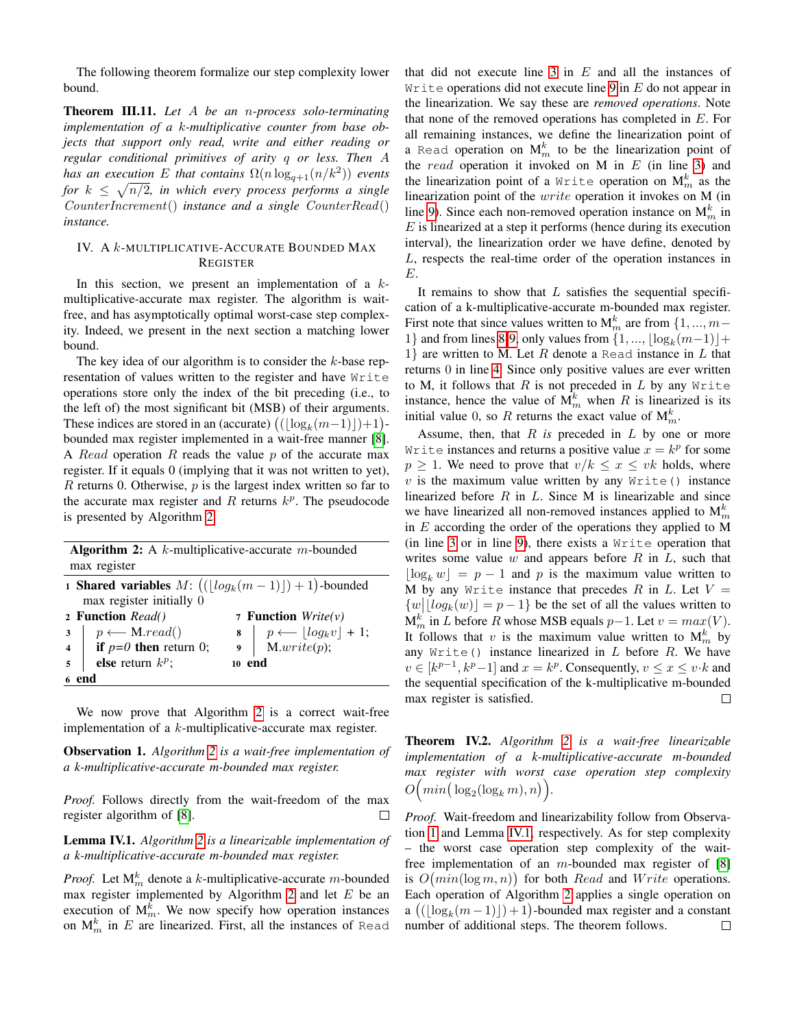The following theorem formalize our step complexity lower bound.

**Theorem III.11.** *Let $A$ be an $n$-process solo-terminating implementation of a $k$-multiplicative counter from base objects that support only read, write and either reading or regular conditional primitives of arity $q$ or less. Then $A$ has an execution $E$ that contains $\Omega(n \log_{q+1}(n/k^2))$ events for $k \leq \sqrt{n/2}$, in which every process performs a single $CounterIncrement()$ instance and a single $CounterRead()$ instance.*

## IV. A $k$-Multiplicative-Accurate Bounded Max Register

In this section, we present an implementation of a $k$-multiplicative-accurate max register. The algorithm is wait-free, and has asymptotically optimal worst-case step complexity. Indeed, we present in the next section a matching lower bound.

The key idea of our algorithm is to consider the $k$-base representation of values written to the register and have `Write` operations store only the index of the bit preceding (i.e., to the left of) the most significant bit (MSB) of their arguments. These indices are stored in an (accurate) $((\lfloor \log_k(m-1) \rfloor)+1)$-bounded max register implemented in a wait-free manner [8]. A $Read$ operation $R$ reads the value $p$ of the accurate max register. If it equals 0 (implying that it was not written to yet), $R$ returns 0. Otherwise, $p$ is the largest index written so far to the accurate max register and $R$ returns $k^p$. The pseudocode is presented by Algorithm 2.

**Algorithm 2:** A $k$-multiplicative-accurate $m$-bounded max register

```
1  Shared variables M: ((⌊log_k(m − 1)⌋) + 1)-bounded
   max register initially 0
2  Function Read()
3      p ⟵ M.read()
4      if p=0 then return 0;
5      else return k^p;
6  end
7  Function Write(v)
8      p ⟵ ⌊log_k v⌋ + 1;
9      M.write(p);
10 end
```

We now prove that Algorithm 2 is a correct wait-free implementation of a $k$-multiplicative-accurate max register.

**Observation 1.** *Algorithm 2 is a wait-free implementation of a k-multiplicative-accurate m-bounded max register.*

*Proof.* Follows directly from the wait-freedom of the max register algorithm of [8]. □

**Lemma IV.1.** *Algorithm 2 is a linearizable implementation of a k-multiplicative-accurate m-bounded max register.*

*Proof.* Let $M^k_m$ denote a $k$-multiplicative-accurate $m$-bounded max register implemented by Algorithm 2 and let $E$ be an execution of $M^k_m$. We now specify how operation instances on $M^k_m$ in $E$ are linearized. First, all the instances of `Read` that did not execute line 3 in $E$ and all the instances of `Write` operations did not execute line 9 in $E$ do not appear in the linearization. We say these are *removed operations*. Note that none of the removed operations has completed in $E$. For all remaining instances, we define the linearization point of a `Read` operation on $M^k_m$ to be the linearization point of the $read$ operation it invoked on M in $E$ (in line 3) and the linearization point of a `Write` operation on $M^k_m$ as the linearization point of the $write$ operation it invokes on M (in line 9). Since each non-removed operation instance on $M^k_m$ in $E$ is linearized at a step it performs (hence during its execution interval), the linearization order we have define, denoted by $L$, respects the real-time order of the operation instances in $E$.

It remains to show that $L$ satisfies the sequential specification of a k-multiplicative-accurate m-bounded max register. First note that since values written to $M^k_m$ are from $\{1, ..., m-1\}$ and from lines 8-9, only values from $\{1, ..., \lfloor \log_k(m-1) \rfloor + 1\}$ are written to M. Let $R$ denote a `Read` instance in $L$ that returns 0 in line 4. Since only positive values are ever written to M, it follows that $R$ is not preceded in $L$ by any `Write` instance, hence the value of $M^k_m$ when $R$ is linearized is its initial value 0, so $R$ returns the exact value of $M^k_m$.

Assume, then, that $R$ *is* preceded in $L$ by one or more `Write` instances and returns a positive value $x = k^p$ for some $p \geq 1$. We need to prove that $v/k \leq x \leq vk$ holds, where $v$ is the maximum value written by any `Write()` instance linearized before $R$ in $L$. Since M is linearizable and since we have linearized all non-removed instances applied to $M^k_m$ in $E$ according the order of the operations they applied to M (in line 3 or in line 9), there exists a `Write` operation that writes some value $w$ and appears before $R$ in $L$, such that $\lfloor \log_k w \rfloor = p-1$ and $p$ is the maximum value written to M by any `Write` instance that precedes $R$ in $L$. Let $V = \{w | \lfloor log_k(w) \rfloor = p-1\}$ be the set of all the values written to $M^k_m$ in $L$ before $R$ whose MSB equals $p-1$. Let $v = max(V)$. It follows that $v$ is the maximum value written to $M^k_m$ by any `Write()` instance linearized in $L$ before $R$. We have $v \in [k^{p-1}, k^p - 1]$ and $x = k^p$. Consequently, $v \leq x \leq v \cdot k$ and the sequential specification of the k-multiplicative m-bounded max register is satisfied. □

**Theorem IV.2.** *Algorithm 2 is a wait-free linearizable implementation of a k-multiplicative-accurate m-bounded max register with worst case operation step complexity $O\Big(min\big(\log_2(\log_k m), n\big)\Big)$.*

*Proof.* Wait-freedom and linearizability follow from Observation 1 and Lemma IV.1, respectively. As for step complexity – the worst case operation step complexity of the wait-free implementation of an $m$-bounded max register of [8] is $O\big(min(\log m, n)\big)$ for both $Read$ and $Write$ operations. Each operation of Algorithm 2 applies a single operation on a $((\lfloor \log_k(m-1) \rfloor)+1)$-bounded max register and a constant number of additional steps. The theorem follows. □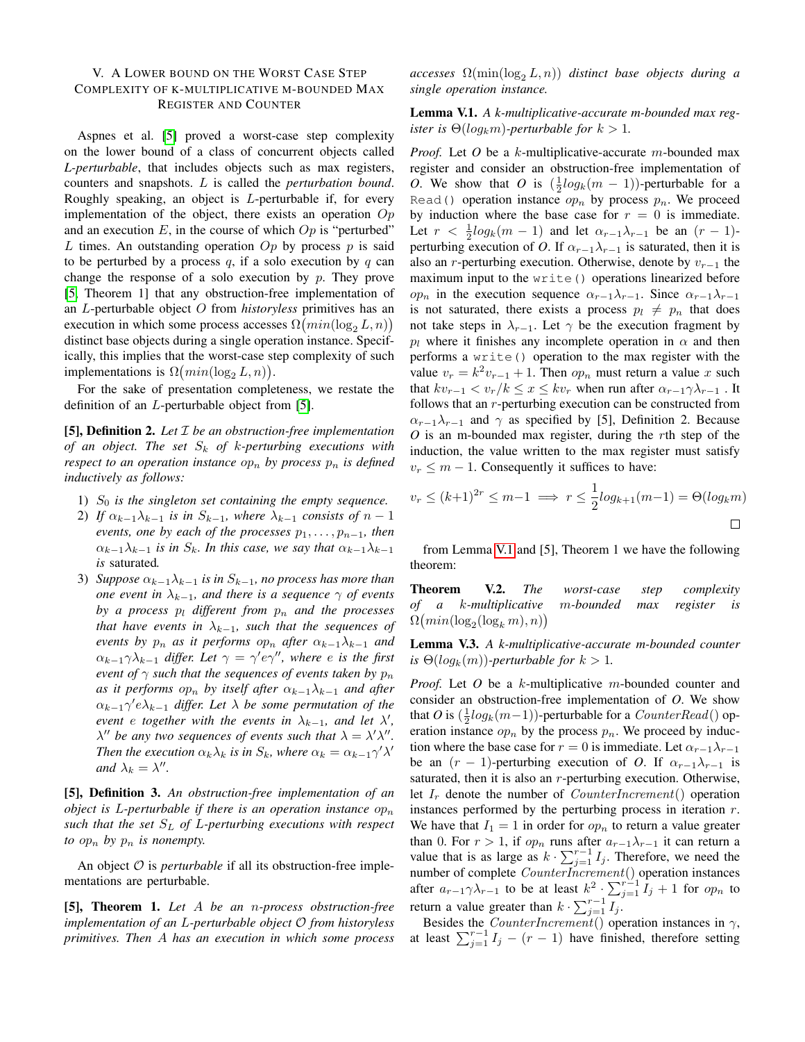## V. A Lower bound on the Worst Case Step Complexity of k-multiplicative m-bounded Max Register and Counter

Aspnes et al. [5] proved a worst-case step complexity on the lower bound of a class of concurrent objects called *L-perturbable*, that includes objects such as max registers, counters and snapshots. $L$ is called the *perturbation bound*. Roughly speaking, an object is $L$-perturbable if, for every implementation of the object, there exists an operation $Op$ and an execution $E$, in the course of which $Op$ is "perturbed" $L$ times. An outstanding operation $Op$ by process $p$ is said to be perturbed by a process $q$, if a solo execution by $q$ can change the response of a solo execution by $p$. They prove [5, Theorem 1] that any obstruction-free implementation of an $L$-perturbable object $O$ from *historyless* primitives has an execution in which some process accesses $\Omega\big(min(\log_2 L, n)\big)$ distinct base objects during a single operation instance. Specifically, this implies that the worst-case step complexity of such implementations is $\Omega\big(min(\log_2 L, n)\big)$.

For the sake of presentation completeness, we restate the definition of an $L$-perturbable object from [5].

**[5], Definition 2.** *Let $\mathcal{I}$ be an obstruction-free implementation of an object. The set $S_k$ of $k$-perturbing executions with respect to an operation instance $op_n$ by process $p_n$ is defined inductively as follows:*

1) *$S_0$ is the singleton set containing the empty sequence.*
2) *If $\alpha_{k-1}\lambda_{k-1}$ is in $S_{k-1}$, where $\lambda_{k-1}$ consists of $n-1$ events, one by each of the processes $p_1, \ldots, p_{n-1}$, then $\alpha_{k-1}\lambda_{k-1}$ is in $S_k$. In this case, we say that $\alpha_{k-1}\lambda_{k-1}$ is* saturated*.*
3) *Suppose $\alpha_{k-1}\lambda_{k-1}$ is in $S_{k-1}$, no process has more than one event in $\lambda_{k-1}$, and there is a sequence $\gamma$ of events by a process $p_l$ different from $p_n$ and the processes that have events in $\lambda_{k-1}$, such that the sequences of events by $p_n$ as it performs $op_n$ after $\alpha_{k-1}\lambda_{k-1}$ and $\alpha_{k-1}\gamma\lambda_{k-1}$ differ. Let $\gamma = \gamma' e \gamma''$, where $e$ is the first event of $\gamma$ such that the sequences of events taken by $p_n$ as it performs $op_n$ by itself after $\alpha_{k-1}\lambda_{k-1}$ and after $\alpha_{k-1}\gamma' e\lambda_{k-1}$ differ. Let $\lambda$ be some permutation of the event $e$ together with the events in $\lambda_{k-1}$, and let $\lambda'$, $\lambda''$ be any two sequences of events such that $\lambda = \lambda'\lambda''$. Then the execution $\alpha_k\lambda_k$ is in $S_k$, where $\alpha_k = \alpha_{k-1}\gamma'\lambda'$ and $\lambda_k = \lambda''$.*

**[5], Definition 3.** *An obstruction-free implementation of an object is $L$-perturbable if there is an operation instance $op_n$ such that the set $S_L$ of $L$-perturbing executions with respect to $op_n$ by $p_n$ is nonempty.*

An object $\mathcal{O}$ is *perturbable* if all its obstruction-free implementations are perturbable.

**[5], Theorem 1.** *Let $A$ be an $n$-process obstruction-free implementation of an $L$-perturbable object $\mathcal{O}$ from historyless primitives. Then $A$ has an execution in which some process accesses $\Omega(\min(\log_2 L, n))$ distinct base objects during a single operation instance.*

**Lemma V.1.** *A $k$-multiplicative-accurate $m$-bounded max register is $\Theta(log_k m)$-perturbable for $k > 1$.*

*Proof.* Let $O$ be a $k$-multiplicative-accurate $m$-bounded max register and consider an obstruction-free implementation of $O$. We show that $O$ is $(\frac{1}{2}log_k(m-1))$-perturbable for a `Read()` operation instance $op_n$ by process $p_n$. We proceed by induction where the base case for $r = 0$ is immediate. Let $r < \frac{1}{2}log_k(m-1)$ and let $\alpha_{r-1}\lambda_{r-1}$ be an $(r-1)$-perturbing execution of $O$. If $\alpha_{r-1}\lambda_{r-1}$ is saturated, then it is also an $r$-perturbing execution. Otherwise, denote by $v_{r-1}$ the maximum input to the `write()` operations linearized before $op_n$ in the execution sequence $\alpha_{r-1}\lambda_{r-1}$. Since $\alpha_{r-1}\lambda_{r-1}$ is not saturated, there exists a process $p_l \neq p_n$ that does not take steps in $\lambda_{r-1}$. Let $\gamma$ be the execution fragment by $p_l$ where it finishes any incomplete operation in $\alpha$ and then performs a `write()` operation to the max register with the value $v_r = k^2 v_{r-1} + 1$. Then $op_n$ must return a value $x$ such that $kv_{r-1} < v_r/k \leq x \leq kv_r$ when run after $\alpha_{r-1}\gamma\lambda_{r-1}$ . It follows that an $r$-perturbing execution can be constructed from $\alpha_{r-1}\lambda_{r-1}$ and $\gamma$ as specified by [5], Definition 2. Because $O$ is an m-bounded max register, during the $r$th step of the induction, the value written to the max register must satisfy $v_r \leq m-1$. Consequently it suffices to have:

$$v_r \leq (k+1)^{2r} \leq m-1 \implies r \leq \frac{1}{2}log_{k+1}(m-1) = \Theta(log_k m)$$

$\square$

from Lemma V.1 and [5], Theorem 1 we have the following theorem:

**Theorem V.2.** *The worst-case step complexity of a $k$-multiplicative $m$-bounded max register is $\Omega\big(min(\log_2(\log_k m), n)\big)$*

**Lemma V.3.** *A $k$-multiplicative-accurate $m$-bounded counter is $\Theta(log_k(m))$-perturbable for $k > 1$.*

*Proof.* Let $O$ be a $k$-multiplicative $m$-bounded counter and consider an obstruction-free implementation of $O$. We show that $O$ is $(\frac{1}{2}log_k(m-1))$-perturbable for a $CounterRead()$ operation instance $op_n$ by the process $p_n$. We proceed by induction where the base case for $r = 0$ is immediate. Let $\alpha_{r-1}\lambda_{r-1}$ be an $(r-1)$-perturbing execution of $O$. If $\alpha_{r-1}\lambda_{r-1}$ is saturated, then it is also an $r$-perturbing execution. Otherwise, let $I_r$ denote the number of $CounterIncrement()$ operation instances performed by the perturbing process in iteration $r$. We have that $I_1 = 1$ in order for $op_n$ to return a value greater than 0. For $r > 1$, if $op_n$ runs after $a_{r-1}\lambda_{r-1}$ it can return a value that is as large as $k \cdot \sum_{j=1}^{r-1} I_j$. Therefore, we need the number of complete $CounterIncrement()$ operation instances after $a_{r-1}\gamma\lambda_{r-1}$ to be at least $k^2 \cdot \sum_{j=1}^{r-1} I_j + 1$ for $op_n$ to return a value greater than $k \cdot \sum_{j=1}^{r-1} I_j$.

Besides the $CounterIncrement()$ operation instances in $\gamma$, at least $\sum_{j=1}^{r-1} I_j - (r-1)$ have finished, therefore setting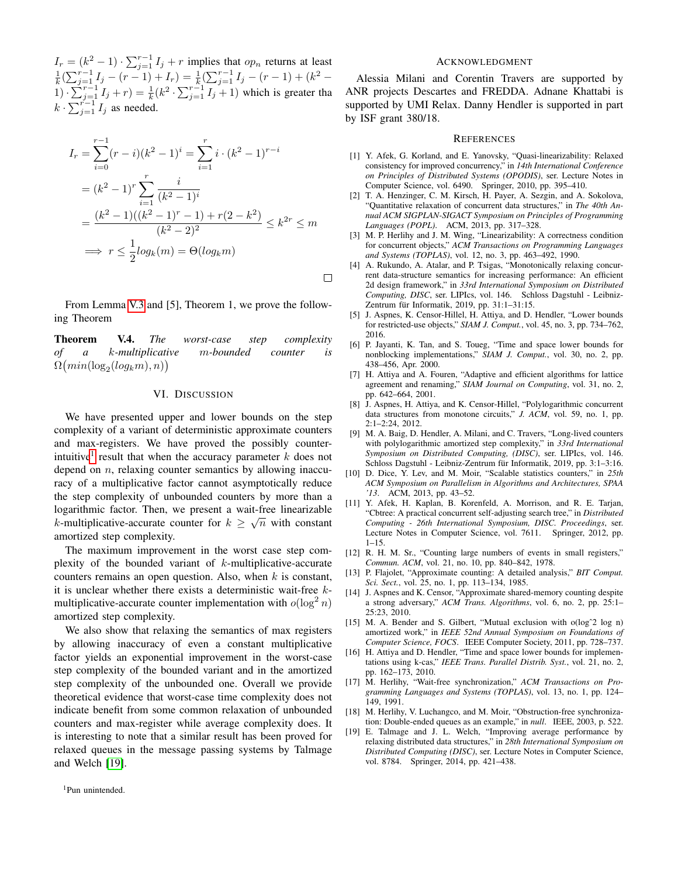$I_r = (k^2-1) \cdot \sum_{j=1}^{r-1} I_j + r$ implies that $op_n$ returns at least $\frac{1}{k}(\sum_{j=1}^{r-1} I_j - (r-1) + I_r) = \frac{1}{k}(\sum_{j=1}^{r-1} I_j - (r-1) + (k^2 - 1) \cdot \sum_{j=1}^{r-1} I_j + r) = \frac{1}{k}(k^2 \cdot \sum_{j=1}^{r-1} I_j + 1)$ which is greater tha $k \cdot \sum_{j=1}^{r-1} I_j$ as needed.

$$
\begin{aligned}
I_r &= \sum_{i=0}^{r-1}(r-i)(k^2-1)^i = \sum_{i=1}^{r} i \cdot (k^2-1)^{r-i} \\
&= (k^2-1)^r \sum_{i=1}^{r} \frac{i}{(k^2-1)^i} \\
&= \frac{(k^2-1)((k^2-1)^r - 1) + r(2-k^2)}{(k^2-2)^2} \leq k^{2r} \leq m \\
&\implies r \leq \frac{1}{2} log_k(m) = \Theta(log_k m)
\end{aligned}
$$

□

From Lemma V.3 and [5], Theorem 1, we prove the following Theorem

**Theorem V.4.** *The worst-case step complexity of a $k$-multiplicative $m$-bounded counter is* $\Omega\big(min(\log_2(log_k m), n)\big)$

## VI. Discussion

We have presented upper and lower bounds on the step complexity of a variant of deterministic approximate counters and max-registers. We have proved the possibly counter-intuitive[1] result that when the accuracy parameter $k$ does not depend on $n$, relaxing counter semantics by allowing inaccuracy of a multiplicative factor cannot asymptotically reduce the step complexity of unbounded counters by more than a logarithmic factor. Then, we present a wait-free linearizable $k$-multiplicative-accurate counter for $k \geq \sqrt{n}$ with constant amortized step complexity.

The maximum improvement in the worst case step complexity of the bounded variant of $k$-multiplicative-accurate counters remains an open question. Also, when $k$ is constant, it is unclear whether there exists a deterministic wait-free $k$-multiplicative-accurate counter implementation with $o(\log^2 n)$ amortized step complexity.

We also show that relaxing the semantics of max registers by allowing inaccuracy of even a constant multiplicative factor yields an exponential improvement in the worst-case step complexity of the bounded variant and in the amortized step complexity of the unbounded one. Overall we provide theoretical evidence that worst-case time complexity does not indicate benefit from some common relaxation of unbounded counters and max-register while average complexity does. It is interesting to note that a similar result has been proved for relaxed queues in the message passing systems by Talmage and Welch [19].

[1] Pun unintended.

## Acknowledgment

Alessia Milani and Corentin Travers are supported by ANR projects Descartes and FREDDA. Adnane Khattabi is supported by UMI Relax. Danny Hendler is supported in part by ISF grant 380/18.

## References

[1] Y. Afek, G. Korland, and E. Yanovsky, "Quasi-linearizability: Relaxed consistency for improved concurrency," in *14th International Conference on Principles of Distributed Systems (OPODIS)*, ser. Lecture Notes in Computer Science, vol. 6490. Springer, 2010, pp. 395–410.

[2] T. A. Henzinger, C. M. Kirsch, H. Payer, A. Sezgin, and A. Sokolova, "Quantitative relaxation of concurrent data structures," in *The 40th Annual ACM SIGPLAN-SIGACT Symposium on Principles of Programming Languages (POPL)*. ACM, 2013, pp. 317–328.

[3] M. P. Herlihy and J. M. Wing, "Linearizability: A correctness condition for concurrent objects," *ACM Transactions on Programming Languages and Systems (TOPLAS)*, vol. 12, no. 3, pp. 463–492, 1990.

[4] A. Rukundo, A. Atalar, and P. Tsigas, "Monotonically relaxing concurrent data-structure semantics for increasing performance: An efficient 2d design framework," in *33rd International Symposium on Distributed Computing, DISC*, ser. LIPIcs, vol. 146. Schloss Dagstuhl - Leibniz-Zentrum für Informatik, 2019, pp. 31:1–31:15.

[5] J. Aspnes, K. Censor-Hillel, H. Attiya, and D. Hendler, "Lower bounds for restricted-use objects," *SIAM J. Comput.*, vol. 45, no. 3, pp. 734–762, 2016.

[6] P. Jayanti, K. Tan, and S. Toueg, "Time and space lower bounds for nonblocking implementations," *SIAM J. Comput.*, vol. 30, no. 2, pp. 438–456, Apr. 2000.

[7] H. Attiya and A. Fouren, "Adaptive and efficient algorithms for lattice agreement and renaming," *SIAM Journal on Computing*, vol. 31, no. 2, pp. 642–664, 2001.

[8] J. Aspnes, H. Attiya, and K. Censor-Hillel, "Polylogarithmic concurrent data structures from monotone circuits," *J. ACM*, vol. 59, no. 1, pp. 2:1–2:24, 2012.

[9] M. A. Baig, D. Hendler, A. Milani, and C. Travers, "Long-lived counters with polylogarithmic amortized step complexity," in *33rd International Symposium on Distributed Computing, (DISC)*, ser. LIPIcs, vol. 146. Schloss Dagstuhl - Leibniz-Zentrum für Informatik, 2019, pp. 3:1–3:16.

[10] D. Dice, Y. Lev, and M. Moir, "Scalable statistics counters," in *25th ACM Symposium on Parallelism in Algorithms and Architectures, SPAA '13*. ACM, 2013, pp. 43–52.

[11] Y. Afek, H. Kaplan, B. Korenfeld, A. Morrison, and R. E. Tarjan, "Cbtree: A practical concurrent self-adjusting search tree," in *Distributed Computing - 26th International Symposium, DISC. Proceedings*, ser. Lecture Notes in Computer Science, vol. 7611. Springer, 2012, pp. 1–15.

[12] R. H. M. Sr., "Counting large numbers of events in small registers," *Commun. ACM*, vol. 21, no. 10, pp. 840–842, 1978.

[13] P. Flajolet, "Approximate counting: A detailed analysis," *BIT Comput. Sci. Sect.*, vol. 25, no. 1, pp. 113–134, 1985.

[14] J. Aspnes and K. Censor, "Approximate shared-memory counting despite a strong adversary," *ACM Trans. Algorithms*, vol. 6, no. 2, pp. 25:1–25:23, 2010.

[15] M. A. Bender and S. Gilbert, "Mutual exclusion with o(log^2 log n) amortized work," in *IEEE 52nd Annual Symposium on Foundations of Computer Science, FOCS*. IEEE Computer Society, 2011, pp. 728–737.

[16] H. Attiya and D. Hendler, "Time and space lower bounds for implementations using k-cas," *IEEE Trans. Parallel Distrib. Syst.*, vol. 21, no. 2, pp. 162–173, 2010.

[17] M. Herlihy, "Wait-free synchronization," *ACM Transactions on Programming Languages and Systems (TOPLAS)*, vol. 13, no. 1, pp. 124–149, 1991.

[18] M. Herlihy, V. Luchangco, and M. Moir, "Obstruction-free synchronization: Double-ended queues as an example," in *null*. IEEE, 2003, p. 522.

[19] E. Talmage and J. L. Welch, "Improving average performance by relaxing distributed data structures," in *28th International Symposium on Distributed Computing (DISC)*, ser. Lecture Notes in Computer Science, vol. 8784. Springer, 2014, pp. 421–438.